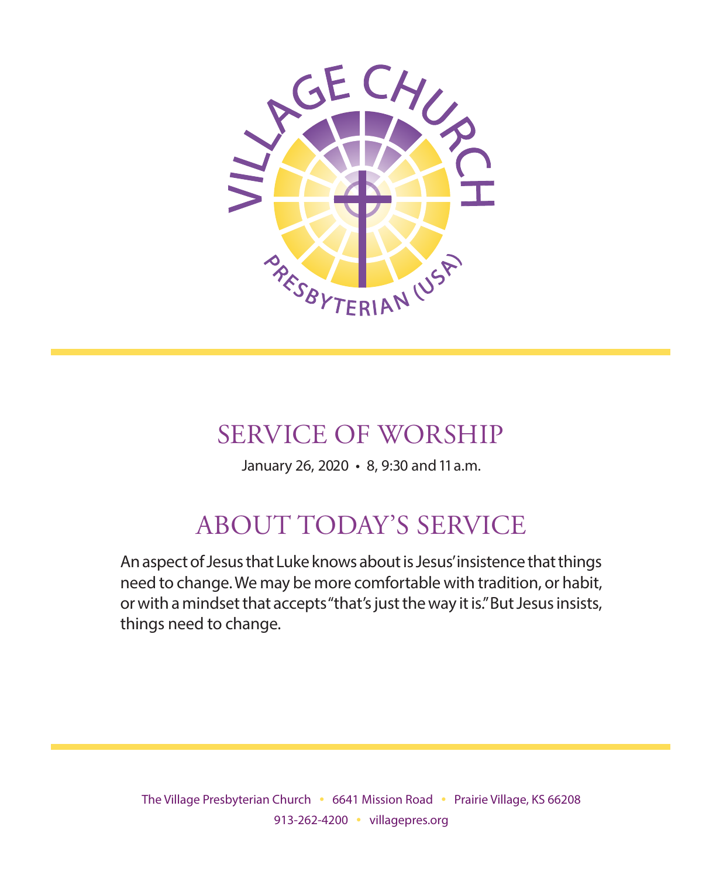VILLAGE CHURCH

PRESBYTERIAN (USA)

# SERVICE OF WORSHIP

January 26, 2020 • 8, 9:30 and 11 a.m.

## ABOUT TODAY'S SERVICE

An aspect of Jesus that Luke knows about is Jesus' insistence that things need to change. We may be more comfortable with tradition, or habit, or with a mindset that accepts "that's just the way it is." But Jesus insists, things need to change.

The Village Presbyterian Church • 6641 Mission Road • Prairie Village, KS 66208
913-262-4200 • villagepres.org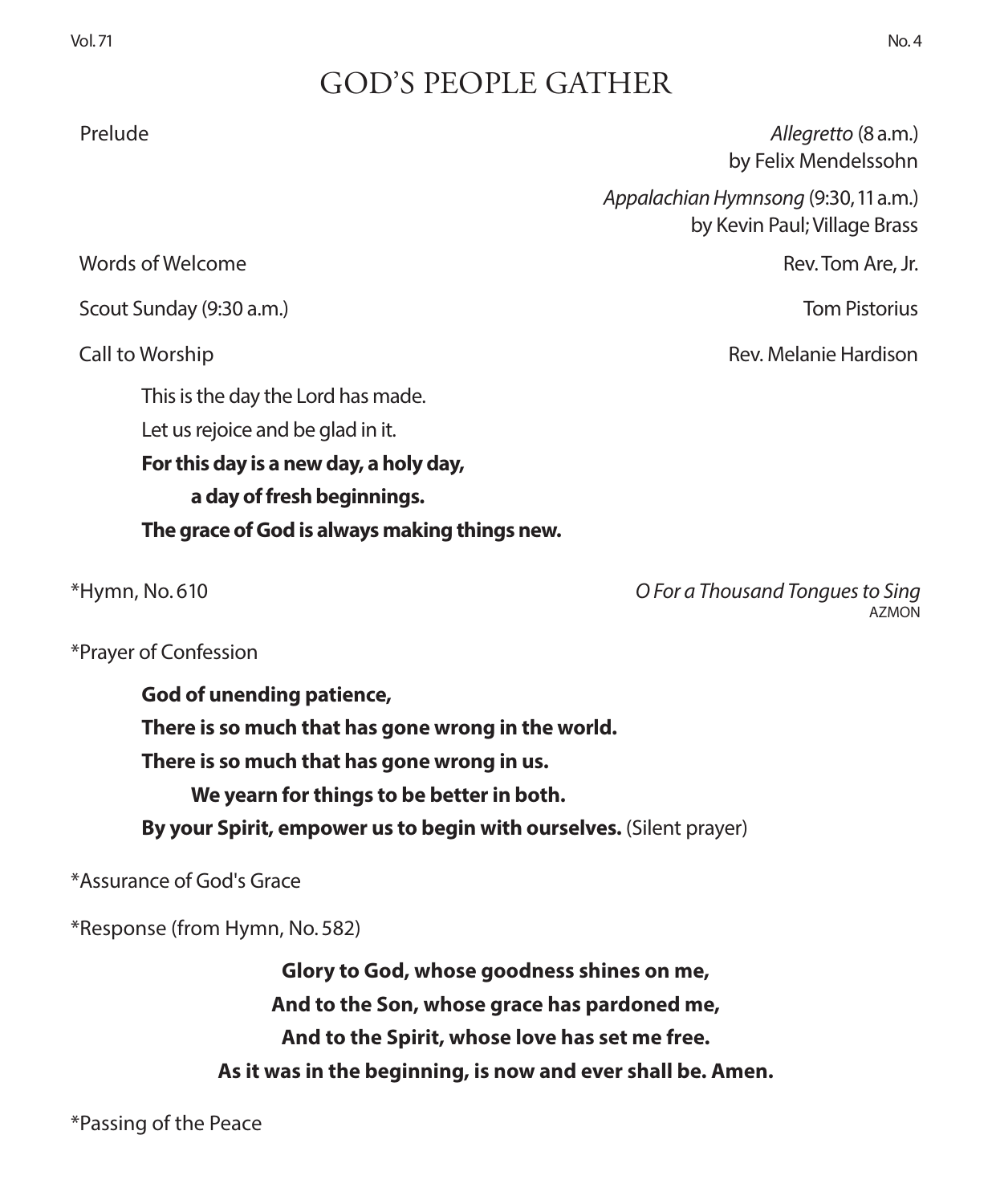# GOD'S PEOPLE GATHER

Prelude — *Allegretto* (8 a.m.) by Felix Mendelssohn

*Appalachian Hymnsong* (9:30, 11 a.m.) by Kevin Paul; Village Brass

Words of Welcome — Rev. Tom Are, Jr.

Scout Sunday (9:30 a.m.) — Tom Pistorius

Call to Worship — Rev. Melanie Hardison

This is the day the Lord has made.
Let us rejoice and be glad in it.
**For this day is a new day, a holy day,**
**a day of fresh beginnings.**
**The grace of God is always making things new.**

*Hymn, No. 610 — *O For a Thousand Tongues to Sing*
AZMON

*Prayer of Confession

**God of unending patience,**
**There is so much that has gone wrong in the world.**
**There is so much that has gone wrong in us.**
**We yearn for things to be better in both.**
**By your Spirit, empower us to begin with ourselves.** (Silent prayer)

*Assurance of God's Grace

*Response (from Hymn, No. 582)

**Glory to God, whose goodness shines on me,**
**And to the Son, whose grace has pardoned me,**
**And to the Spirit, whose love has set me free.**
**As it was in the beginning, is now and ever shall be. Amen.**

*Passing of the Peace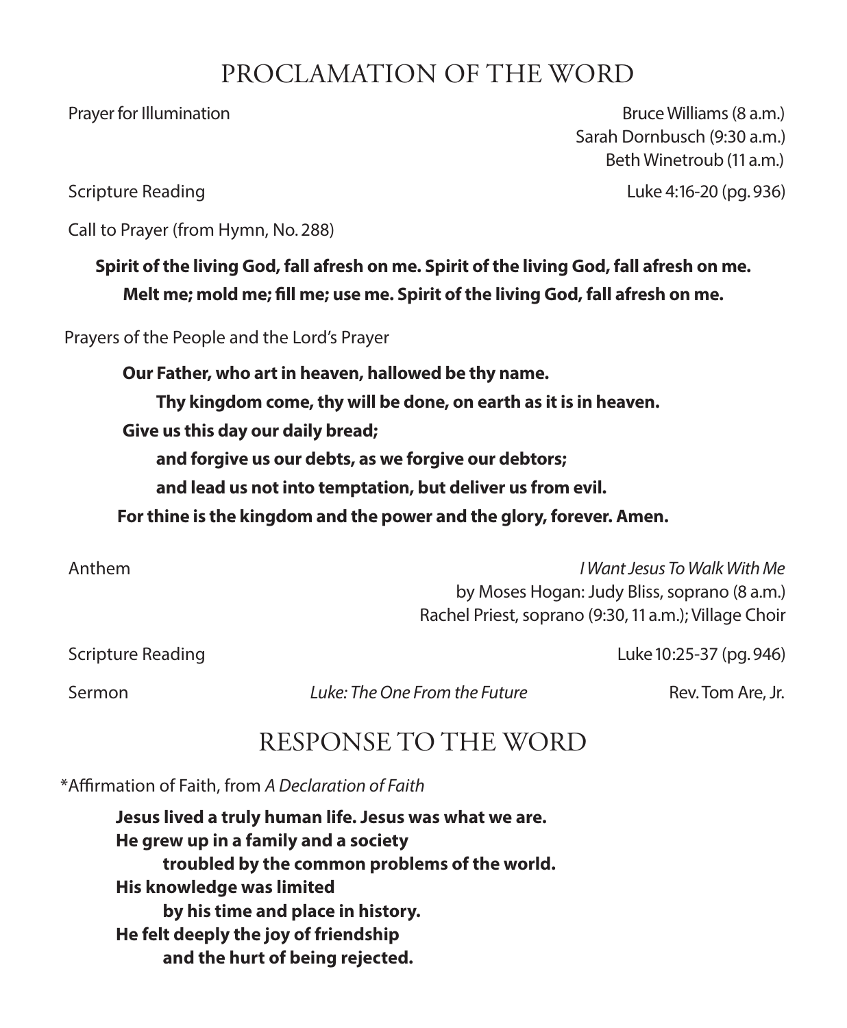## PROCLAMATION OF THE WORD

Prayer for Illumination — Bruce Williams (8 a.m.)
Sarah Dornbusch (9:30 a.m.)
Beth Winetroub (11 a.m.)

Scripture Reading — Luke 4:16-20 (pg. 936)

Call to Prayer (from Hymn, No. 288)

**Spirit of the living God, fall afresh on me. Spirit of the living God, fall afresh on me.**
**Melt me; mold me; fill me; use me. Spirit of the living God, fall afresh on me.**

Prayers of the People and the Lord's Prayer

**Our Father, who art in heaven, hallowed be thy name.**
**Thy kingdom come, thy will be done, on earth as it is in heaven.**
**Give us this day our daily bread;**
**and forgive us our debts, as we forgive our debtors;**
**and lead us not into temptation, but deliver us from evil.**
**For thine is the kingdom and the power and the glory, forever. Amen.**

Anthem — *I Want Jesus To Walk With Me*
by Moses Hogan: Judy Bliss, soprano (8 a.m.)
Rachel Priest, soprano (9:30, 11 a.m.); Village Choir

Scripture Reading — Luke 10:25-37 (pg. 946)

Sermon — *Luke: The One From the Future* — Rev. Tom Are, Jr.

## RESPONSE TO THE WORD

*Affirmation of Faith, from *A Declaration of Faith*

**Jesus lived a truly human life. Jesus was what we are.**
**He grew up in a family and a society**
**troubled by the common problems of the world.**
**His knowledge was limited**
**by his time and place in history.**
**He felt deeply the joy of friendship**
**and the hurt of being rejected.**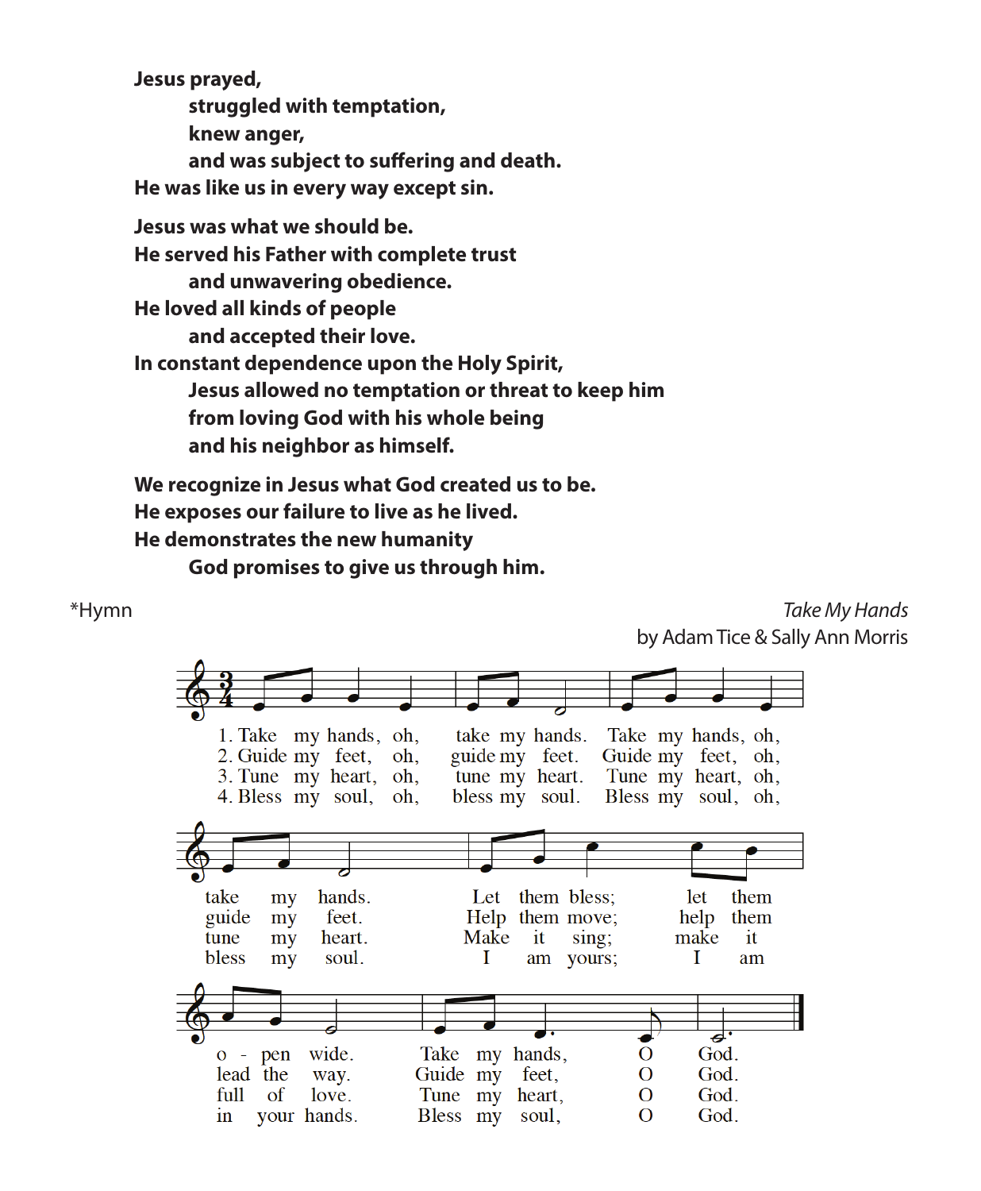**Jesus prayed,**
**struggled with temptation,**
**knew anger,**
**and was subject to suffering and death.**
**He was like us in every way except sin.**

**Jesus was what we should be.**
**He served his Father with complete trust**
**and unwavering obedience.**
**He loved all kinds of people**
**and accepted their love.**
**In constant dependence upon the Holy Spirit,**
**Jesus allowed no temptation or threat to keep him**
**from loving God with his whole being**
**and his neighbor as himself.**

**We recognize in Jesus what God created us to be.**
**He exposes our failure to live as he lived.**
**He demonstrates the new humanity**
**God promises to give us through him.**

*Hymn — *Take My Hands*
by Adam Tice & Sally Ann Morris

1. Take my hands, oh, take my hands. Take my hands, oh, take my hands. Let them bless; let them open wide. Take my hands, O God.

2. Guide my feet, oh, guide my feet. Guide my feet, oh, guide my feet. Help them move; help them lead the way. Guide my feet, O God.

3. Tune my heart, oh, tune my heart. Tune my heart, oh, tune my heart. Make it sing; make it full of love. Tune my heart, O God.

4. Bless my soul, oh, bless my soul. Bless my soul, oh, bless my soul. I am yours; I am in your hands. Bless my soul, O God.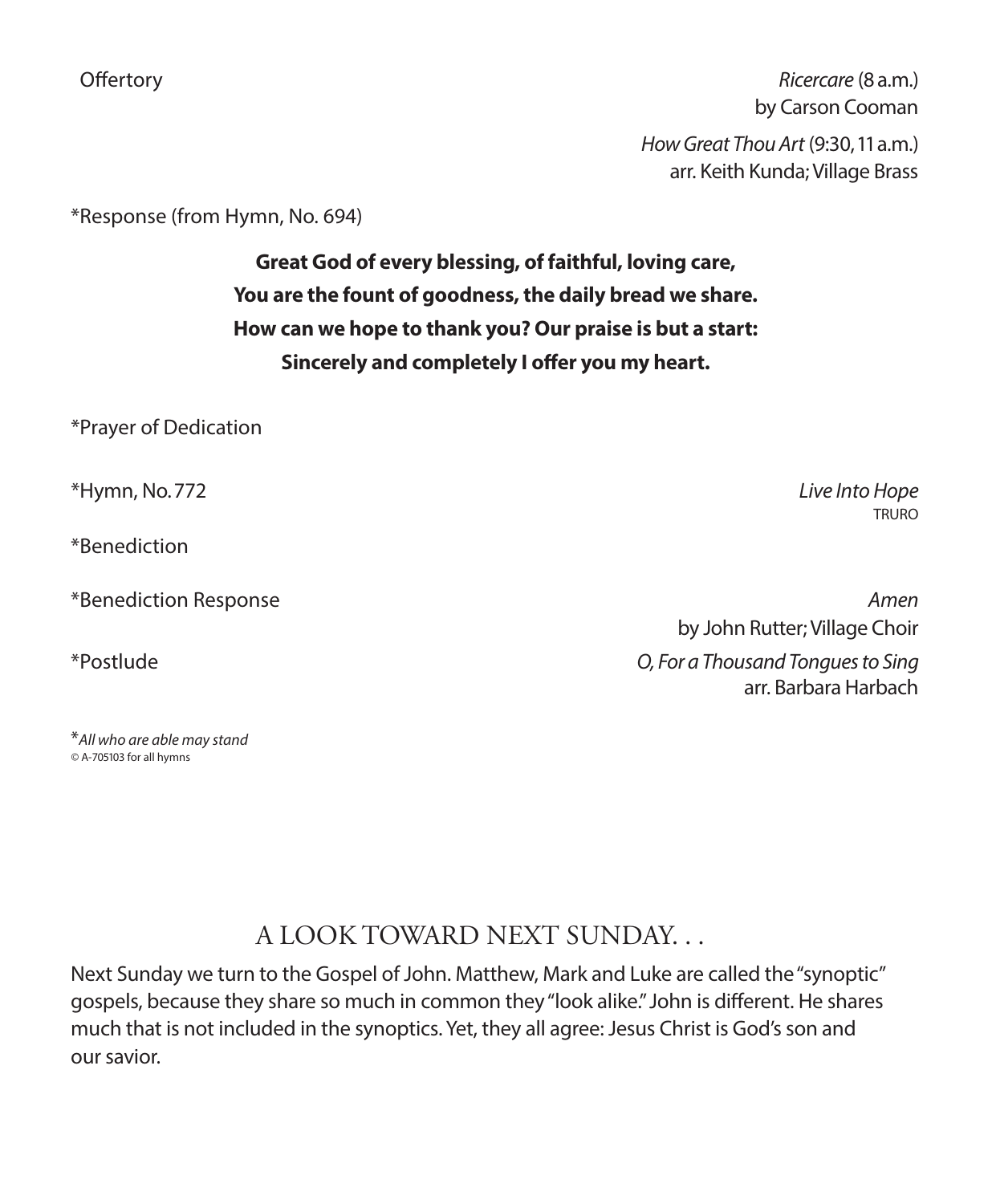Offertory *Ricercare* (8 a.m.)
by Carson Cooman

*How Great Thou Art* (9:30, 11 a.m.)
arr. Keith Kunda; Village Brass

*Response (from Hymn, No. 694)

**Great God of every blessing, of faithful, loving care,**
**You are the fount of goodness, the daily bread we share.**
**How can we hope to thank you? Our praise is but a start:**
**Sincerely and completely I offer you my heart.**

*Prayer of Dedication

*Hymn, No. 772 *Live Into Hope*
TRURO

*Benediction

*Benediction Response *Amen*
by John Rutter; Village Choir

*Postlude *O, For a Thousand Tongues to Sing*
arr. Barbara Harbach

**All who are able may stand*
© A-705103 for all hymns

## A LOOK TOWARD NEXT SUNDAY. . .

Next Sunday we turn to the Gospel of John. Matthew, Mark and Luke are called the "synoptic" gospels, because they share so much in common they "look alike." John is different. He shares much that is not included in the synoptics. Yet, they all agree: Jesus Christ is God's son and our savior.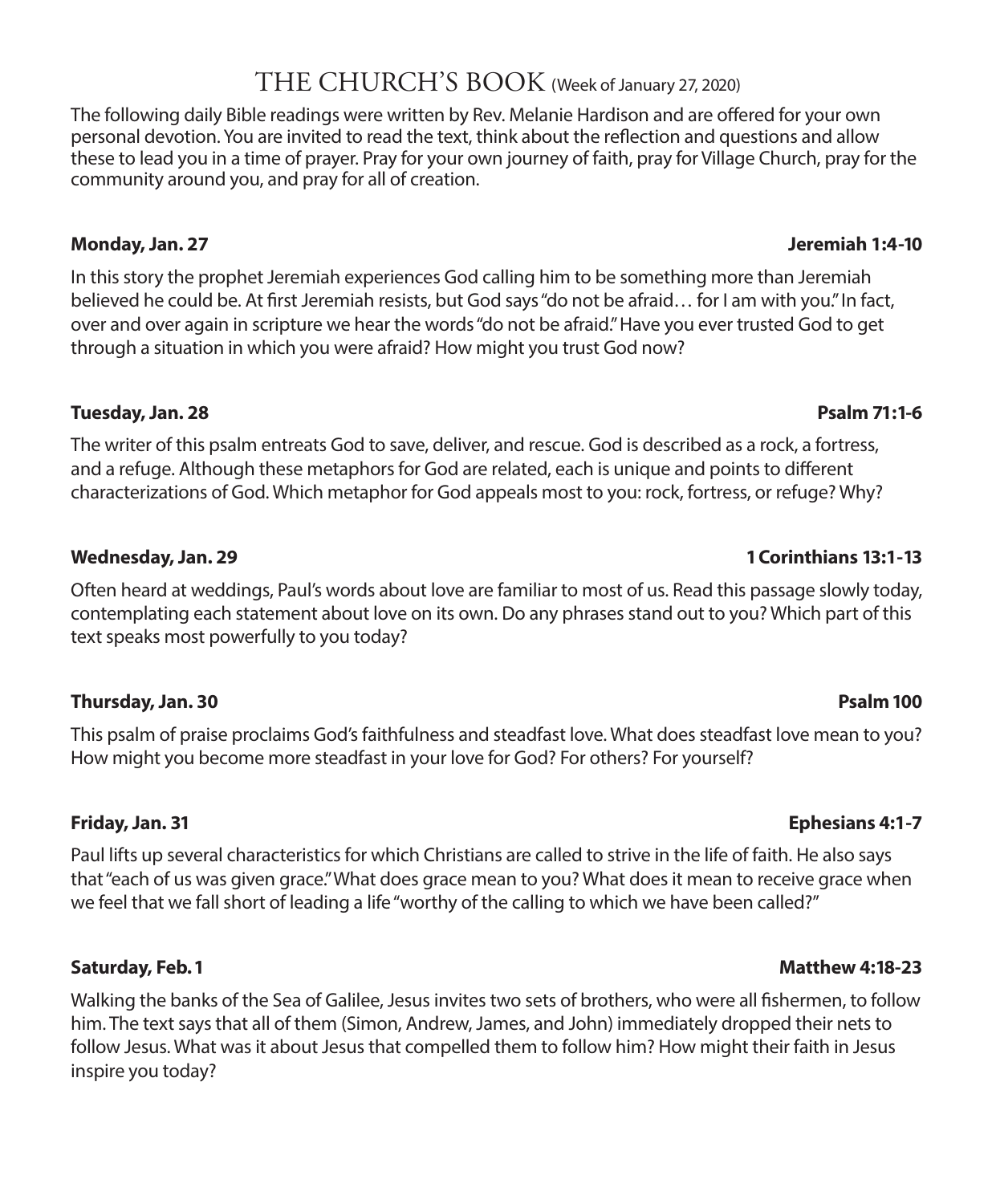# THE CHURCH'S BOOK (Week of January 27, 2020)

The following daily Bible readings were written by Rev. Melanie Hardison and are offered for your own personal devotion. You are invited to read the text, think about the reflection and questions and allow these to lead you in a time of prayer. Pray for your own journey of faith, pray for Village Church, pray for the community around you, and pray for all of creation.

**Monday, Jan. 27** **Jeremiah 1:4-10**

In this story the prophet Jeremiah experiences God calling him to be something more than Jeremiah believed he could be. At first Jeremiah resists, but God says "do not be afraid… for I am with you." In fact, over and over again in scripture we hear the words "do not be afraid." Have you ever trusted God to get through a situation in which you were afraid? How might you trust God now?

**Tuesday, Jan. 28** **Psalm 71:1-6**

The writer of this psalm entreats God to save, deliver, and rescue. God is described as a rock, a fortress, and a refuge. Although these metaphors for God are related, each is unique and points to different characterizations of God. Which metaphor for God appeals most to you: rock, fortress, or refuge? Why?

**Wednesday, Jan. 29** **1 Corinthians 13:1-13**

Often heard at weddings, Paul's words about love are familiar to most of us. Read this passage slowly today, contemplating each statement about love on its own. Do any phrases stand out to you? Which part of this text speaks most powerfully to you today?

**Thursday, Jan. 30** **Psalm 100**

This psalm of praise proclaims God's faithfulness and steadfast love. What does steadfast love mean to you? How might you become more steadfast in your love for God? For others? For yourself?

**Friday, Jan. 31** **Ephesians 4:1-7**

Paul lifts up several characteristics for which Christians are called to strive in the life of faith. He also says that "each of us was given grace." What does grace mean to you? What does it mean to receive grace when we feel that we fall short of leading a life "worthy of the calling to which we have been called?"

**Saturday, Feb. 1** **Matthew 4:18-23**

Walking the banks of the Sea of Galilee, Jesus invites two sets of brothers, who were all fishermen, to follow him. The text says that all of them (Simon, Andrew, James, and John) immediately dropped their nets to follow Jesus. What was it about Jesus that compelled them to follow him? How might their faith in Jesus inspire you today?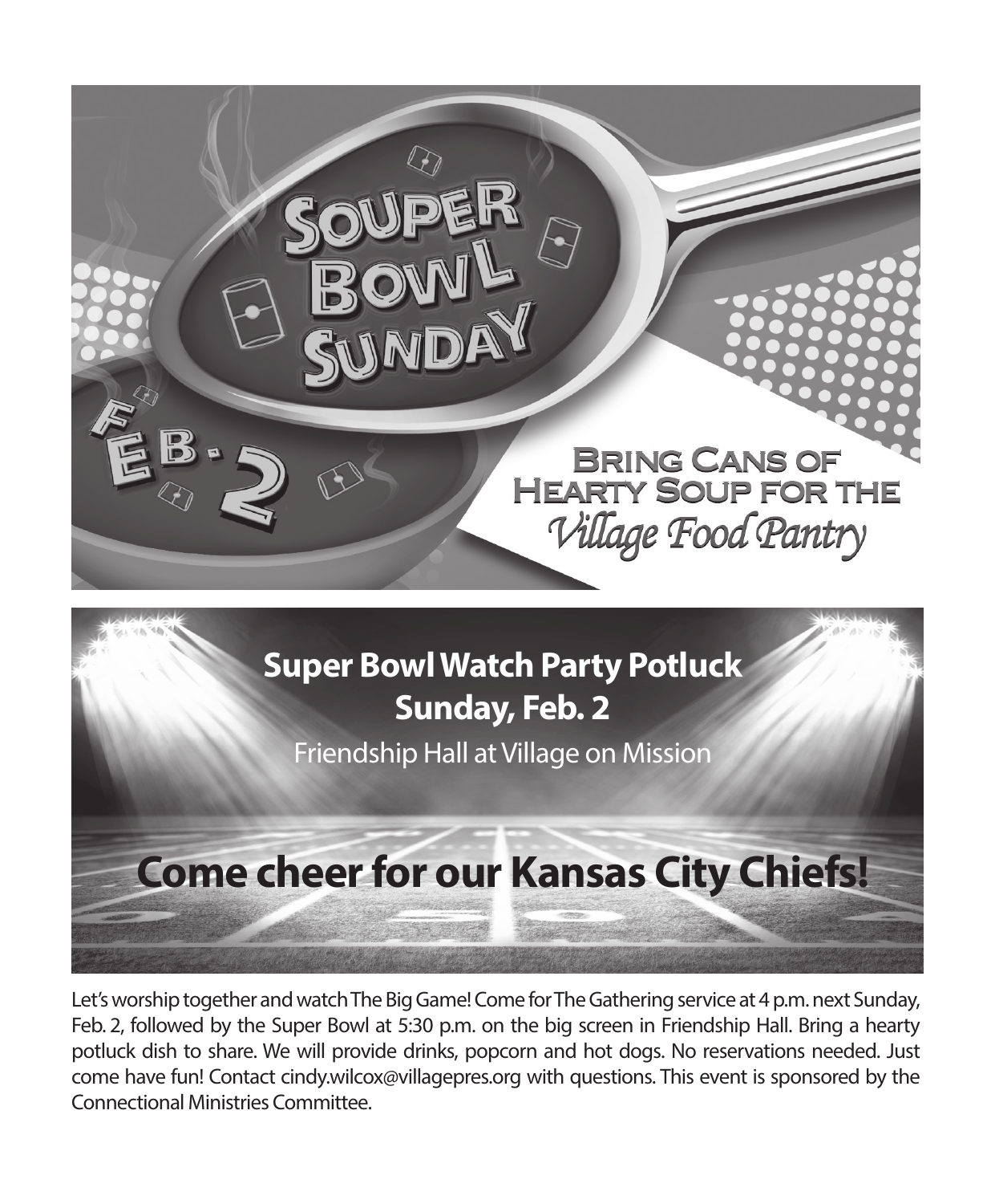# Souper Bowl Sunday

**Feb. 2**

**Bring Cans of Hearty Soup for the *Village Food Pantry***

## Super Bowl Watch Party Potluck
## Sunday, Feb. 2

Friendship Hall at Village on Mission

## Come cheer for our Kansas City Chiefs!

Let's worship together and watch The Big Game! Come for The Gathering service at 4 p.m. next Sunday, Feb. 2, followed by the Super Bowl at 5:30 p.m. on the big screen in Friendship Hall. Bring a hearty potluck dish to share. We will provide drinks, popcorn and hot dogs. No reservations needed. Just come have fun! Contact cindy.wilcox@villagepres.org with questions. This event is sponsored by the Connectional Ministries Committee.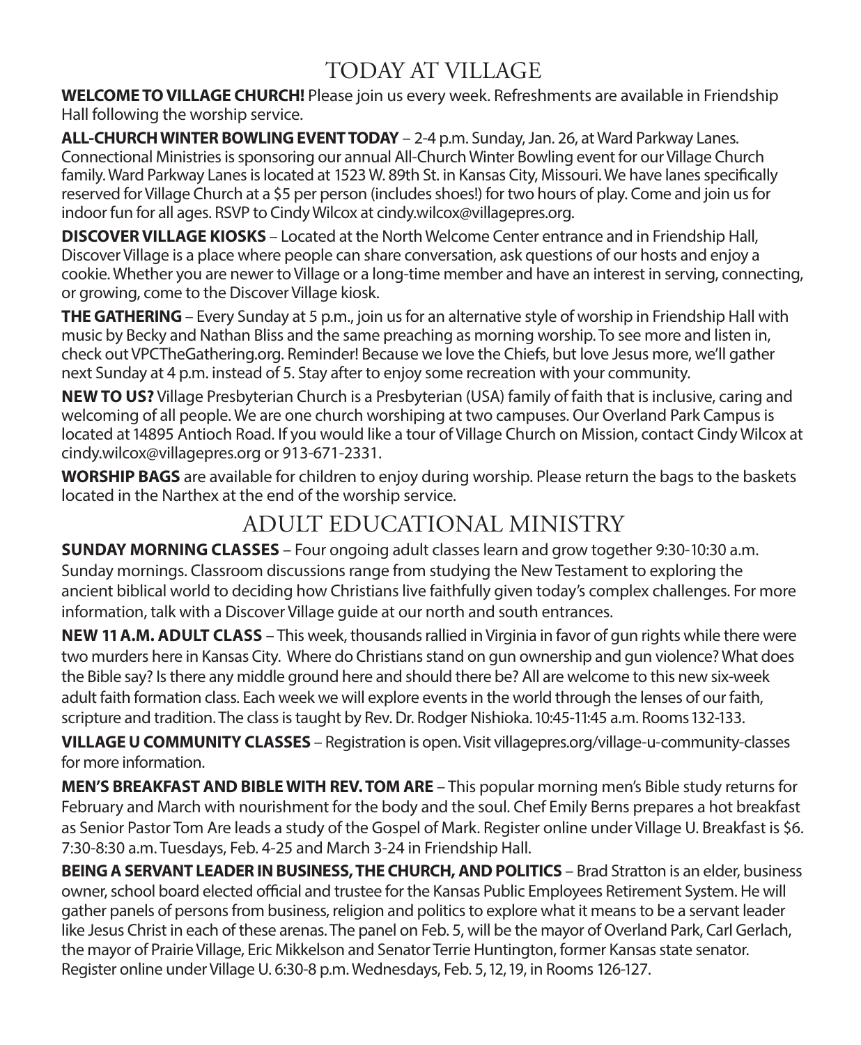# TODAY AT VILLAGE

**WELCOME TO VILLAGE CHURCH!** Please join us every week. Refreshments are available in Friendship Hall following the worship service.

**ALL-CHURCH WINTER BOWLING EVENT TODAY** – 2-4 p.m. Sunday, Jan. 26, at Ward Parkway Lanes. Connectional Ministries is sponsoring our annual All-Church Winter Bowling event for our Village Church family. Ward Parkway Lanes is located at 1523 W. 89th St. in Kansas City, Missouri. We have lanes specifically reserved for Village Church at a $5 per person (includes shoes!) for two hours of play. Come and join us for indoor fun for all ages. RSVP to Cindy Wilcox at cindy.wilcox@villagepres.org.

**DISCOVER VILLAGE KIOSKS** – Located at the North Welcome Center entrance and in Friendship Hall, Discover Village is a place where people can share conversation, ask questions of our hosts and enjoy a cookie. Whether you are newer to Village or a long-time member and have an interest in serving, connecting, or growing, come to the Discover Village kiosk.

**THE GATHERING** – Every Sunday at 5 p.m., join us for an alternative style of worship in Friendship Hall with music by Becky and Nathan Bliss and the same preaching as morning worship. To see more and listen in, check out VPCTheGathering.org. Reminder! Because we love the Chiefs, but love Jesus more, we'll gather next Sunday at 4 p.m. instead of 5. Stay after to enjoy some recreation with your community.

**NEW TO US?** Village Presbyterian Church is a Presbyterian (USA) family of faith that is inclusive, caring and welcoming of all people. We are one church worshiping at two campuses. Our Overland Park Campus is located at 14895 Antioch Road. If you would like a tour of Village Church on Mission, contact Cindy Wilcox at cindy.wilcox@villagepres.org or 913-671-2331.

**WORSHIP BAGS** are available for children to enjoy during worship. Please return the bags to the baskets located in the Narthex at the end of the worship service.

# ADULT EDUCATIONAL MINISTRY

**SUNDAY MORNING CLASSES** – Four ongoing adult classes learn and grow together 9:30-10:30 a.m. Sunday mornings. Classroom discussions range from studying the New Testament to exploring the ancient biblical world to deciding how Christians live faithfully given today's complex challenges. For more information, talk with a Discover Village guide at our north and south entrances.

**NEW 11 A.M. ADULT CLASS** – This week, thousands rallied in Virginia in favor of gun rights while there were two murders here in Kansas City. Where do Christians stand on gun ownership and gun violence? What does the Bible say? Is there any middle ground here and should there be? All are welcome to this new six-week adult faith formation class. Each week we will explore events in the world through the lenses of our faith, scripture and tradition. The class is taught by Rev. Dr. Rodger Nishioka. 10:45-11:45 a.m. Rooms 132-133.

**VILLAGE U COMMUNITY CLASSES** – Registration is open. Visit villagepres.org/village-u-community-classes for more information.

**MEN'S BREAKFAST AND BIBLE WITH REV. TOM ARE** – This popular morning men's Bible study returns for February and March with nourishment for the body and the soul. Chef Emily Berns prepares a hot breakfast as Senior Pastor Tom Are leads a study of the Gospel of Mark. Register online under Village U. Breakfast is $6. 7:30-8:30 a.m. Tuesdays, Feb. 4-25 and March 3-24 in Friendship Hall.

**BEING A SERVANT LEADER IN BUSINESS, THE CHURCH, AND POLITICS** – Brad Stratton is an elder, business owner, school board elected official and trustee for the Kansas Public Employees Retirement System. He will gather panels of persons from business, religion and politics to explore what it means to be a servant leader like Jesus Christ in each of these arenas. The panel on Feb. 5, will be the mayor of Overland Park, Carl Gerlach, the mayor of Prairie Village, Eric Mikkelson and Senator Terrie Huntington, former Kansas state senator. Register online under Village U. 6:30-8 p.m. Wednesdays, Feb. 5, 12, 19, in Rooms 126-127.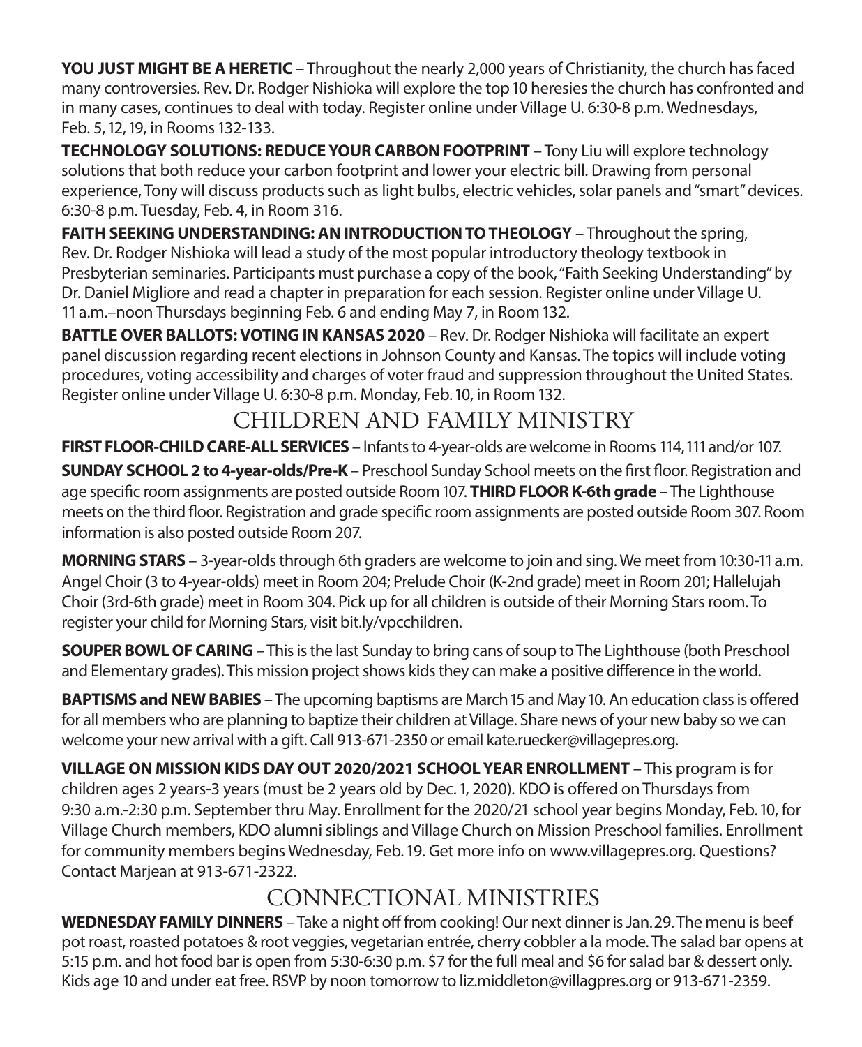**YOU JUST MIGHT BE A HERETIC** – Throughout the nearly 2,000 years of Christianity, the church has faced many controversies. Rev. Dr. Rodger Nishioka will explore the top 10 heresies the church has confronted and in many cases, continues to deal with today. Register online under Village U. 6:30-8 p.m. Wednesdays, Feb. 5, 12, 19, in Rooms 132-133.

**TECHNOLOGY SOLUTIONS: REDUCE YOUR CARBON FOOTPRINT** – Tony Liu will explore technology solutions that both reduce your carbon footprint and lower your electric bill. Drawing from personal experience, Tony will discuss products such as light bulbs, electric vehicles, solar panels and "smart" devices. 6:30-8 p.m. Tuesday, Feb. 4, in Room 316.

**FAITH SEEKING UNDERSTANDING: AN INTRODUCTION TO THEOLOGY** – Throughout the spring, Rev. Dr. Rodger Nishioka will lead a study of the most popular introductory theology textbook in Presbyterian seminaries. Participants must purchase a copy of the book, "Faith Seeking Understanding" by Dr. Daniel Migliore and read a chapter in preparation for each session. Register online under Village U. 11 a.m.–noon Thursdays beginning Feb. 6 and ending May 7, in Room 132.

**BATTLE OVER BALLOTS: VOTING IN KANSAS 2020** – Rev. Dr. Rodger Nishioka will facilitate an expert panel discussion regarding recent elections in Johnson County and Kansas. The topics will include voting procedures, voting accessibility and charges of voter fraud and suppression throughout the United States. Register online under Village U. 6:30-8 p.m. Monday, Feb. 10, in Room 132.

## CHILDREN AND FAMILY MINISTRY

**FIRST FLOOR-CHILD CARE-ALL SERVICES** – Infants to 4-year-olds are welcome in Rooms 114, 111 and/or 107.

**SUNDAY SCHOOL 2 to 4-year-olds/Pre-K** – Preschool Sunday School meets on the first floor. Registration and age specific room assignments are posted outside Room 107. **THIRD FLOOR K-6th grade** – The Lighthouse meets on the third floor. Registration and grade specific room assignments are posted outside Room 307. Room information is also posted outside Room 207.

**MORNING STARS** – 3-year-olds through 6th graders are welcome to join and sing. We meet from 10:30-11 a.m. Angel Choir (3 to 4-year-olds) meet in Room 204; Prelude Choir (K-2nd grade) meet in Room 201; Hallelujah Choir (3rd-6th grade) meet in Room 304. Pick up for all children is outside of their Morning Stars room. To register your child for Morning Stars, visit bit.ly/vpcchildren.

**SOUPER BOWL OF CARING** – This is the last Sunday to bring cans of soup to The Lighthouse (both Preschool and Elementary grades). This mission project shows kids they can make a positive difference in the world.

**BAPTISMS and NEW BABIES** – The upcoming baptisms are March 15 and May 10. An education class is offered for all members who are planning to baptize their children at Village. Share news of your new baby so we can welcome your new arrival with a gift. Call 913-671-2350 or email kate.ruecker@villagepres.org.

**VILLAGE ON MISSION KIDS DAY OUT 2020/2021 SCHOOL YEAR ENROLLMENT** – This program is for children ages 2 years-3 years (must be 2 years old by Dec. 1, 2020). KDO is offered on Thursdays from 9:30 a.m.-2:30 p.m. September thru May. Enrollment for the 2020/21 school year begins Monday, Feb. 10, for Village Church members, KDO alumni siblings and Village Church on Mission Preschool families. Enrollment for community members begins Wednesday, Feb. 19. Get more info on www.villagepres.org. Questions? Contact Marjean at 913-671-2322.

## CONNECTIONAL MINISTRIES

**WEDNESDAY FAMILY DINNERS** – Take a night off from cooking! Our next dinner is Jan. 29. The menu is beef pot roast, roasted potatoes & root veggies, vegetarian entrée, cherry cobbler a la mode. The salad bar opens at 5:15 p.m. and hot food bar is open from 5:30-6:30 p.m. $7 for the full meal and $6 for salad bar & dessert only. Kids age 10 and under eat free. RSVP by noon tomorrow to liz.middleton@villagpres.org or 913-671-2359.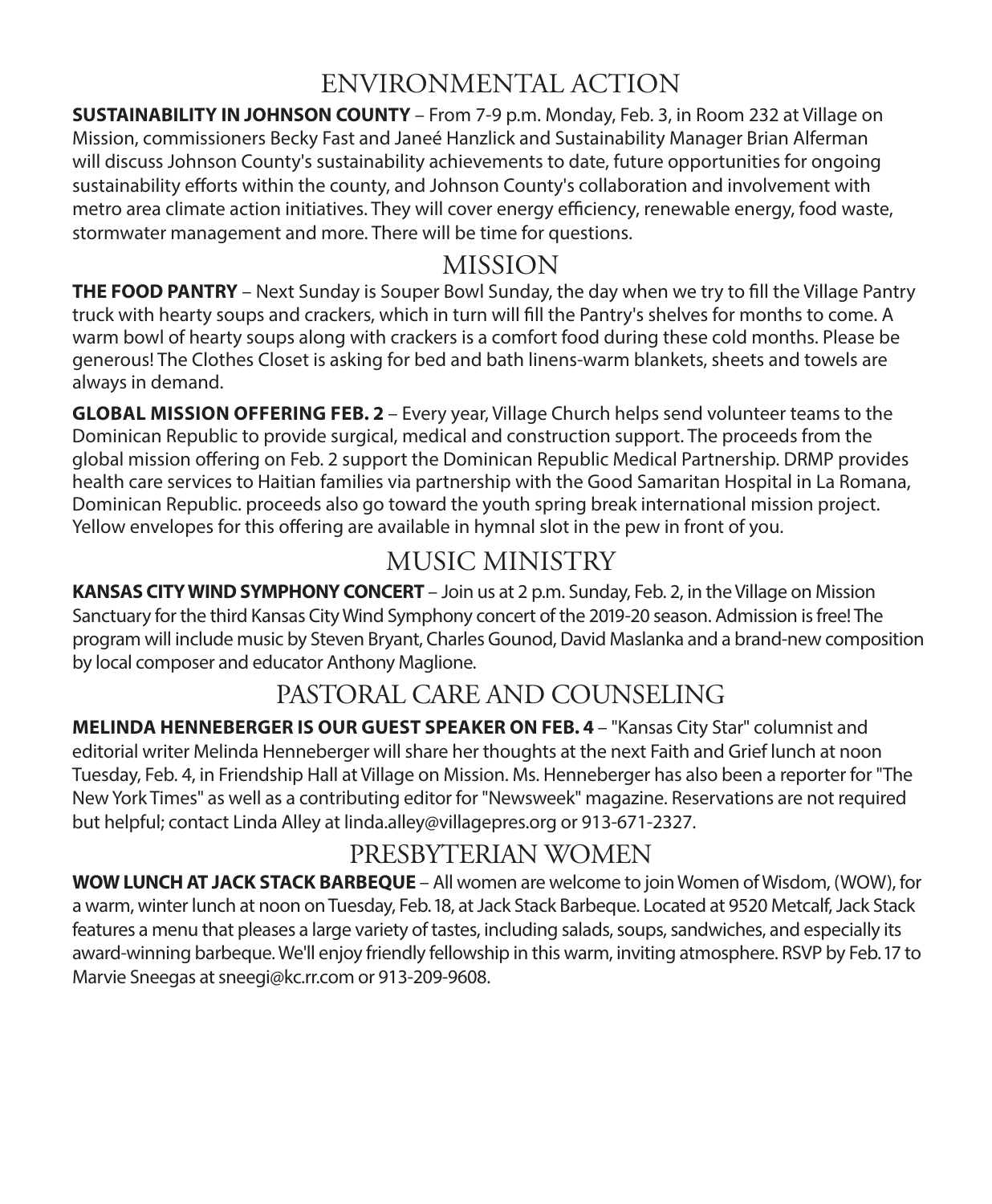## ENVIRONMENTAL ACTION

**SUSTAINABILITY IN JOHNSON COUNTY** – From 7-9 p.m. Monday, Feb. 3, in Room 232 at Village on Mission, commissioners Becky Fast and Janeé Hanzlick and Sustainability Manager Brian Alferman will discuss Johnson County's sustainability achievements to date, future opportunities for ongoing sustainability efforts within the county, and Johnson County's collaboration and involvement with metro area climate action initiatives. They will cover energy efficiency, renewable energy, food waste, stormwater management and more. There will be time for questions.

## MISSION

**THE FOOD PANTRY** – Next Sunday is Souper Bowl Sunday, the day when we try to fill the Village Pantry truck with hearty soups and crackers, which in turn will fill the Pantry's shelves for months to come. A warm bowl of hearty soups along with crackers is a comfort food during these cold months. Please be generous! The Clothes Closet is asking for bed and bath linens-warm blankets, sheets and towels are always in demand.

**GLOBAL MISSION OFFERING FEB. 2** – Every year, Village Church helps send volunteer teams to the Dominican Republic to provide surgical, medical and construction support. The proceeds from the global mission offering on Feb. 2 support the Dominican Republic Medical Partnership. DRMP provides health care services to Haitian families via partnership with the Good Samaritan Hospital in La Romana, Dominican Republic. proceeds also go toward the youth spring break international mission project. Yellow envelopes for this offering are available in hymnal slot in the pew in front of you.

## MUSIC MINISTRY

**KANSAS CITY WIND SYMPHONY CONCERT** – Join us at 2 p.m. Sunday, Feb. 2, in the Village on Mission Sanctuary for the third Kansas City Wind Symphony concert of the 2019-20 season. Admission is free! The program will include music by Steven Bryant, Charles Gounod, David Maslanka and a brand-new composition by local composer and educator Anthony Maglione.

## PASTORAL CARE AND COUNSELING

**MELINDA HENNEBERGER IS OUR GUEST SPEAKER ON FEB. 4** – "Kansas City Star" columnist and editorial writer Melinda Henneberger will share her thoughts at the next Faith and Grief lunch at noon Tuesday, Feb. 4, in Friendship Hall at Village on Mission. Ms. Henneberger has also been a reporter for "The New York Times" as well as a contributing editor for "Newsweek" magazine. Reservations are not required but helpful; contact Linda Alley at linda.alley@villagepres.org or 913-671-2327.

## PRESBYTERIAN WOMEN

**WOW LUNCH AT JACK STACK BARBEQUE** – All women are welcome to join Women of Wisdom, (WOW), for a warm, winter lunch at noon on Tuesday, Feb. 18, at Jack Stack Barbeque. Located at 9520 Metcalf, Jack Stack features a menu that pleases a large variety of tastes, including salads, soups, sandwiches, and especially its award-winning barbeque. We'll enjoy friendly fellowship in this warm, inviting atmosphere. RSVP by Feb. 17 to Marvie Sneegas at sneegi@kc.rr.com or 913-209-9608.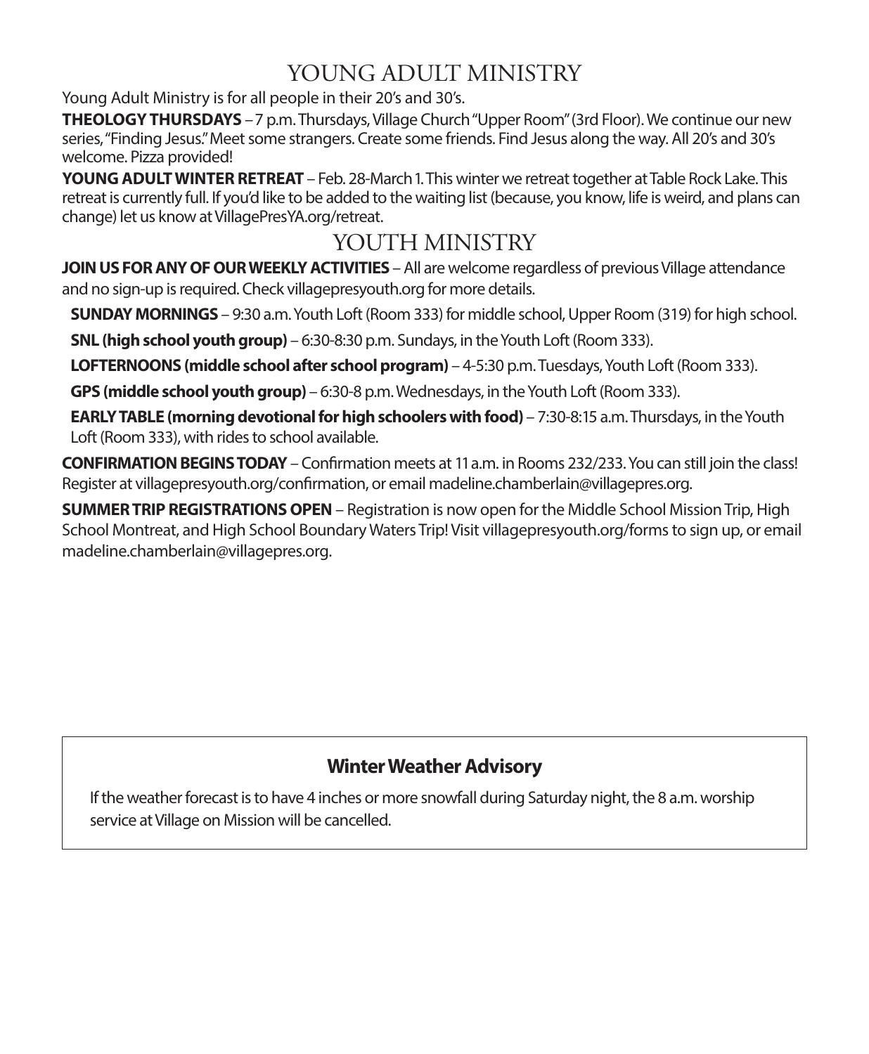# YOUNG ADULT MINISTRY

Young Adult Ministry is for all people in their 20's and 30's.

**THEOLOGY THURSDAYS** – 7 p.m. Thursdays, Village Church "Upper Room" (3rd Floor). We continue our new series, "Finding Jesus." Meet some strangers. Create some friends. Find Jesus along the way. All 20's and 30's welcome. Pizza provided!

**YOUNG ADULT WINTER RETREAT** – Feb. 28-March 1. This winter we retreat together at Table Rock Lake. This retreat is currently full. If you'd like to be added to the waiting list (because, you know, life is weird, and plans can change) let us know at VillagePresYA.org/retreat.

# YOUTH MINISTRY

**JOIN US FOR ANY OF OUR WEEKLY ACTIVITIES** – All are welcome regardless of previous Village attendance and no sign-up is required. Check villagepresyouth.org for more details.

**SUNDAY MORNINGS** – 9:30 a.m. Youth Loft (Room 333) for middle school, Upper Room (319) for high school.

**SNL (high school youth group)** – 6:30-8:30 p.m. Sundays, in the Youth Loft (Room 333).

**LOFTERNOONS (middle school after school program)** – 4-5:30 p.m. Tuesdays, Youth Loft (Room 333).

**GPS (middle school youth group)** – 6:30-8 p.m. Wednesdays, in the Youth Loft (Room 333).

**EARLY TABLE (morning devotional for high schoolers with food)** – 7:30-8:15 a.m. Thursdays, in the Youth Loft (Room 333), with rides to school available.

**CONFIRMATION BEGINS TODAY** – Confirmation meets at 11 a.m. in Rooms 232/233. You can still join the class! Register at villagepresyouth.org/confirmation, or email madeline.chamberlain@villagepres.org.

**SUMMER TRIP REGISTRATIONS OPEN** – Registration is now open for the Middle School Mission Trip, High School Montreat, and High School Boundary Waters Trip! Visit villagepresyouth.org/forms to sign up, or email madeline.chamberlain@villagepres.org.

**Winter Weather Advisory**

If the weather forecast is to have 4 inches or more snowfall during Saturday night, the 8 a.m. worship service at Village on Mission will be cancelled.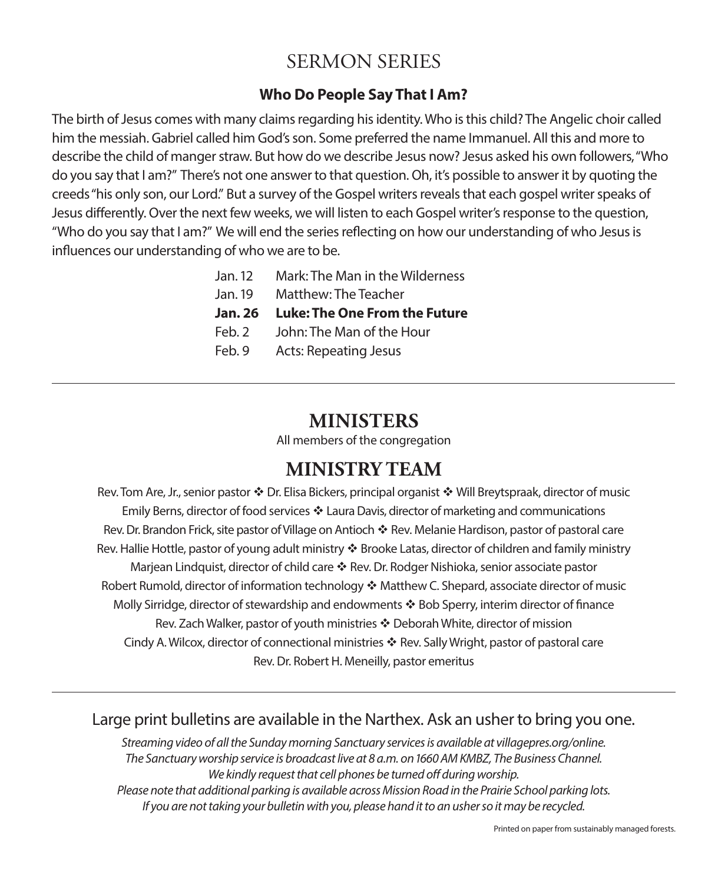# SERMON SERIES

### Who Do People Say That I Am?

The birth of Jesus comes with many claims regarding his identity. Who is this child? The Angelic choir called him the messiah. Gabriel called him God's son. Some preferred the name Immanuel. All this and more to describe the child of manger straw. But how do we describe Jesus now? Jesus asked his own followers, "Who do you say that I am?" There's not one answer to that question. Oh, it's possible to answer it by quoting the creeds "his only son, our Lord." But a survey of the Gospel writers reveals that each gospel writer speaks of Jesus differently. Over the next few weeks, we will listen to each Gospel writer's response to the question, "Who do you say that I am?" We will end the series reflecting on how our understanding of who Jesus is influences our understanding of who we are to be.

| | |
|---|---|
| Jan. 12 | Mark: The Man in the Wilderness |
| Jan. 19 | Matthew: The Teacher |
| **Jan. 26** | **Luke: The One From the Future** |
| Feb. 2 | John: The Man of the Hour |
| Feb. 9 | Acts: Repeating Jesus |

---

## MINISTERS

All members of the congregation

## MINISTRY TEAM

Rev. Tom Are, Jr., senior pastor ❖ Dr. Elisa Bickers, principal organist ❖ Will Breytspraak, director of music
Emily Berns, director of food services ❖ Laura Davis, director of marketing and communications
Rev. Dr. Brandon Frick, site pastor of Village on Antioch ❖ Rev. Melanie Hardison, pastor of pastoral care
Rev. Hallie Hottle, pastor of young adult ministry ❖ Brooke Latas, director of children and family ministry
Marjean Lindquist, director of child care ❖ Rev. Dr. Rodger Nishioka, senior associate pastor
Robert Rumold, director of information technology ❖ Matthew C. Shepard, associate director of music
Molly Sirridge, director of stewardship and endowments ❖ Bob Sperry, interim director of finance
Rev. Zach Walker, pastor of youth ministries ❖ Deborah White, director of mission
Cindy A. Wilcox, director of connectional ministries ❖ Rev. Sally Wright, pastor of pastoral care
Rev. Dr. Robert H. Meneilly, pastor emeritus

---

Large print bulletins are available in the Narthex. Ask an usher to bring you one.

*Streaming video of all the Sunday morning Sanctuary services is available at villagepres.org/online.*
*The Sanctuary worship service is broadcast live at 8 a.m. on 1660 AM KMBZ, The Business Channel.*
*We kindly request that cell phones be turned off during worship.*
*Please note that additional parking is available across Mission Road in the Prairie School parking lots.*
*If you are not taking your bulletin with you, please hand it to an usher so it may be recycled.*

Printed on paper from sustainably managed forests.